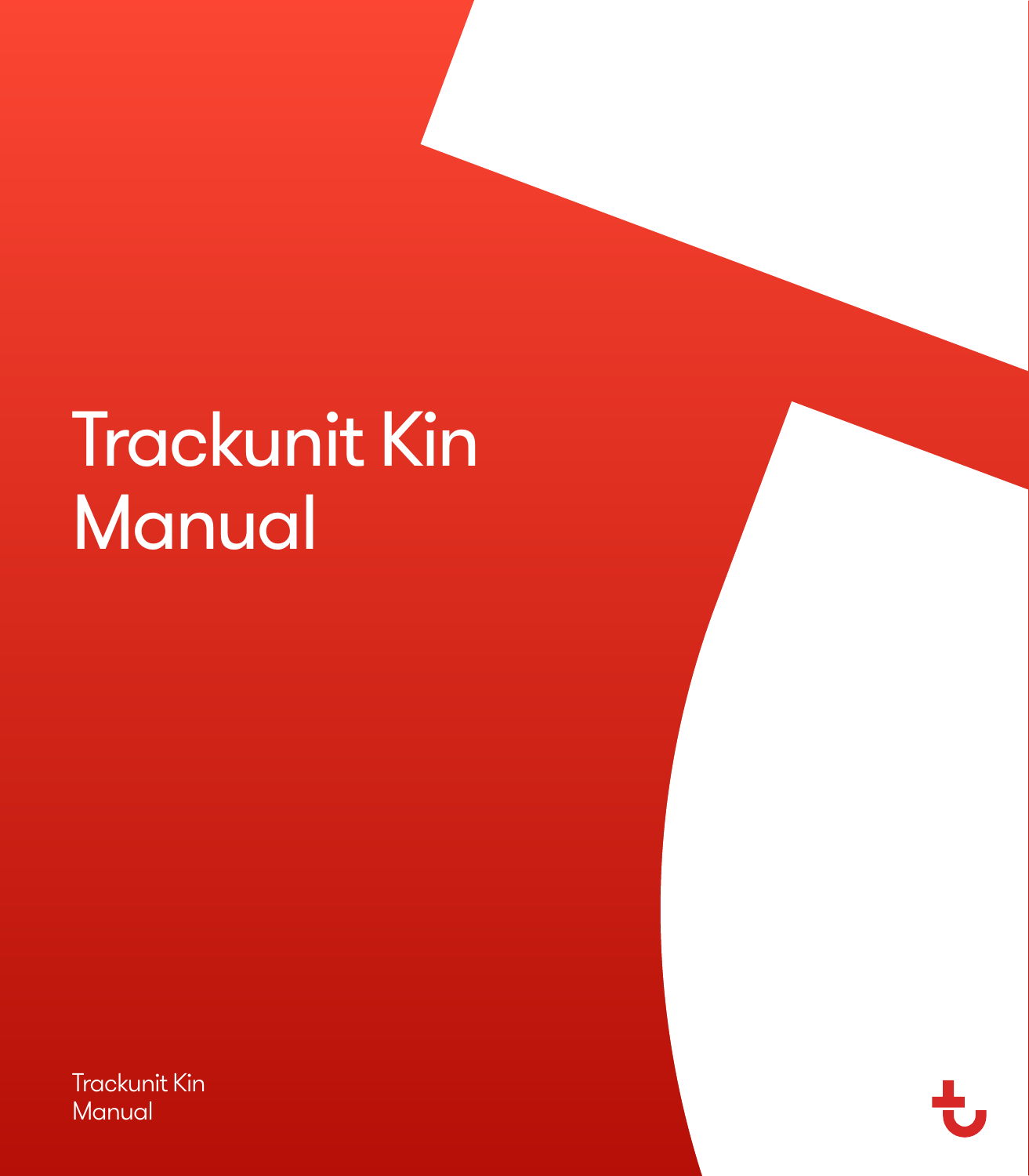# Trackunit Kin Manual

Trackunit Kin
Manual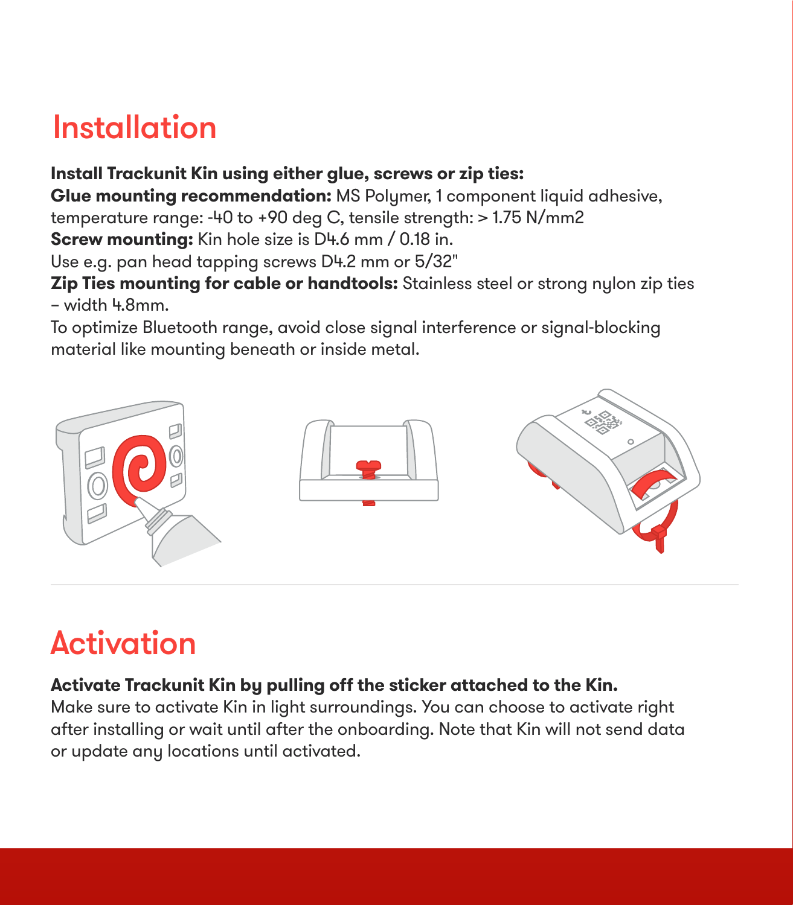# Installation

**Install Trackunit Kin using either glue, screws or zip ties:**
**Glue mounting recommendation:** MS Polymer, 1 component liquid adhesive, temperature range: -40 to +90 deg C, tensile strength: > 1.75 N/mm2
**Screw mounting:** Kin hole size is D4.6 mm / 0.18 in.
Use e.g. pan head tapping screws D4.2 mm or 5/32"
**Zip Ties mounting for cable or handtools:** Stainless steel or strong nylon zip ties – width 4.8mm.
To optimize Bluetooth range, avoid close signal interference or signal-blocking material like mounting beneath or inside metal.

# Activation

**Activate Trackunit Kin by pulling off the sticker attached to the Kin.**
Make sure to activate Kin in light surroundings. You can choose to activate right after installing or wait until after the onboarding. Note that Kin will not send data or update any locations until activated.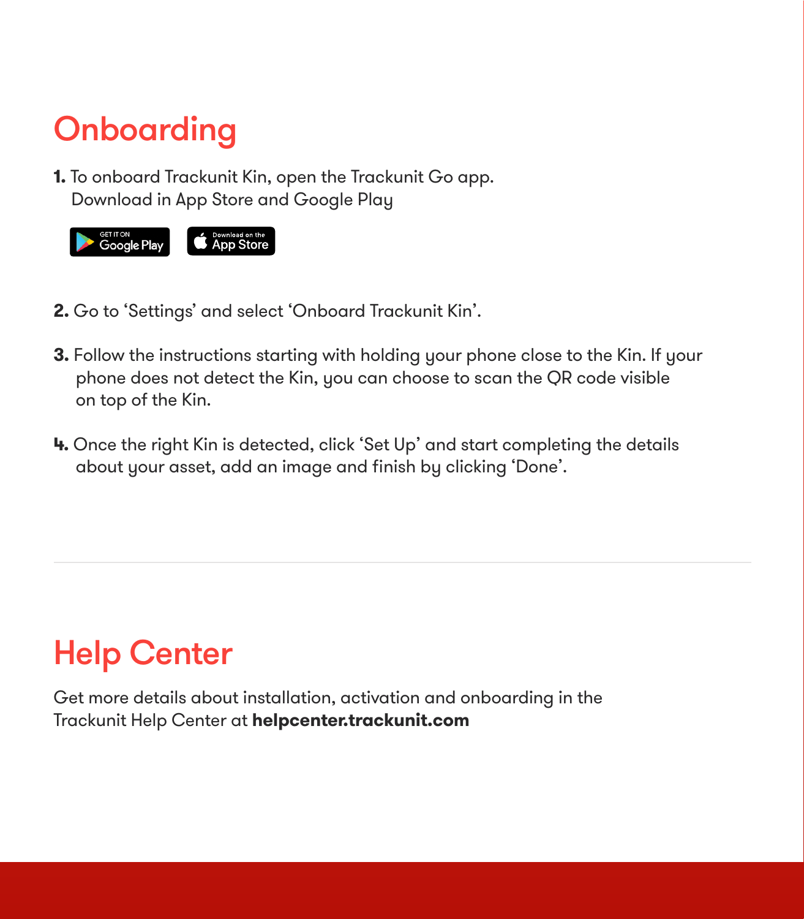# Onboarding

1. To onboard Trackunit Kin, open the Trackunit Go app.
   Download in App Store and Google Play

2. Go to 'Settings' and select 'Onboard Trackunit Kin'.

3. Follow the instructions starting with holding your phone close to the Kin. If your phone does not detect the Kin, you can choose to scan the QR code visible on top of the Kin.

4. Once the right Kin is detected, click 'Set Up' and start completing the details about your asset, add an image and finish by clicking 'Done'.

# Help Center

Get more details about installation, activation and onboarding in the Trackunit Help Center at **helpcenter.trackunit.com**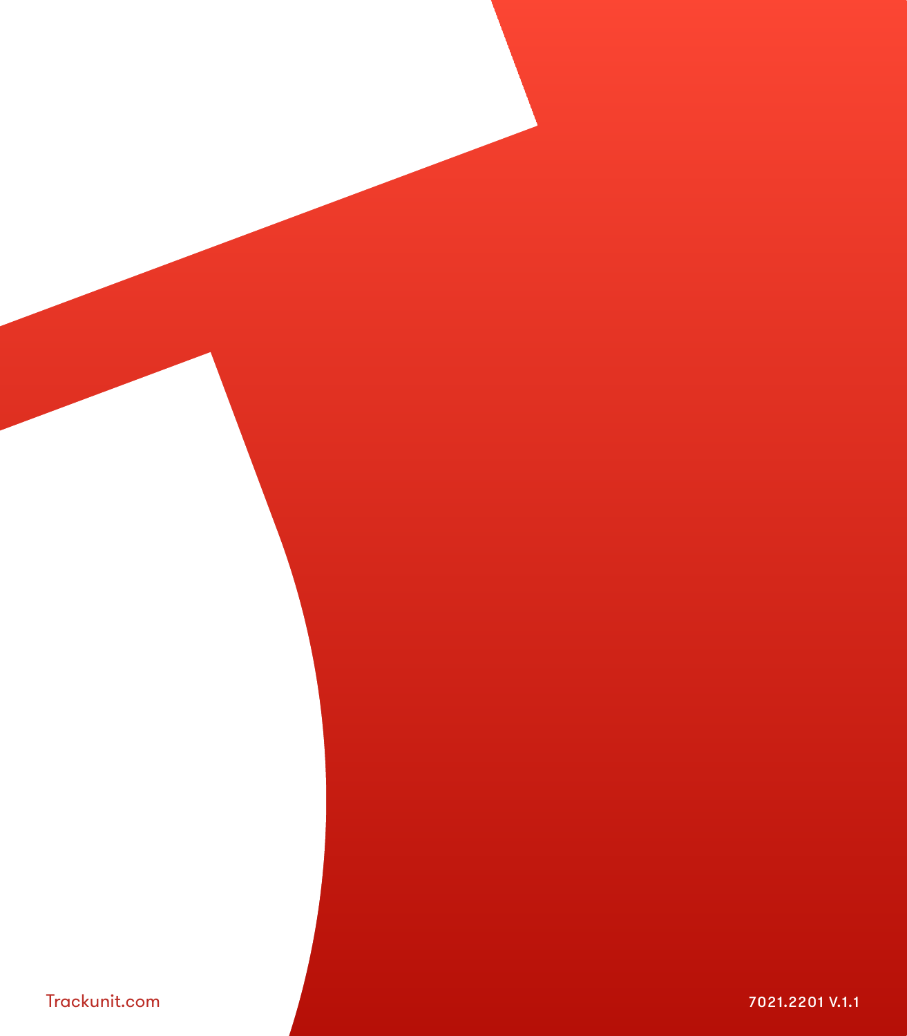Trackunit.com

7021.2201 V.1.1